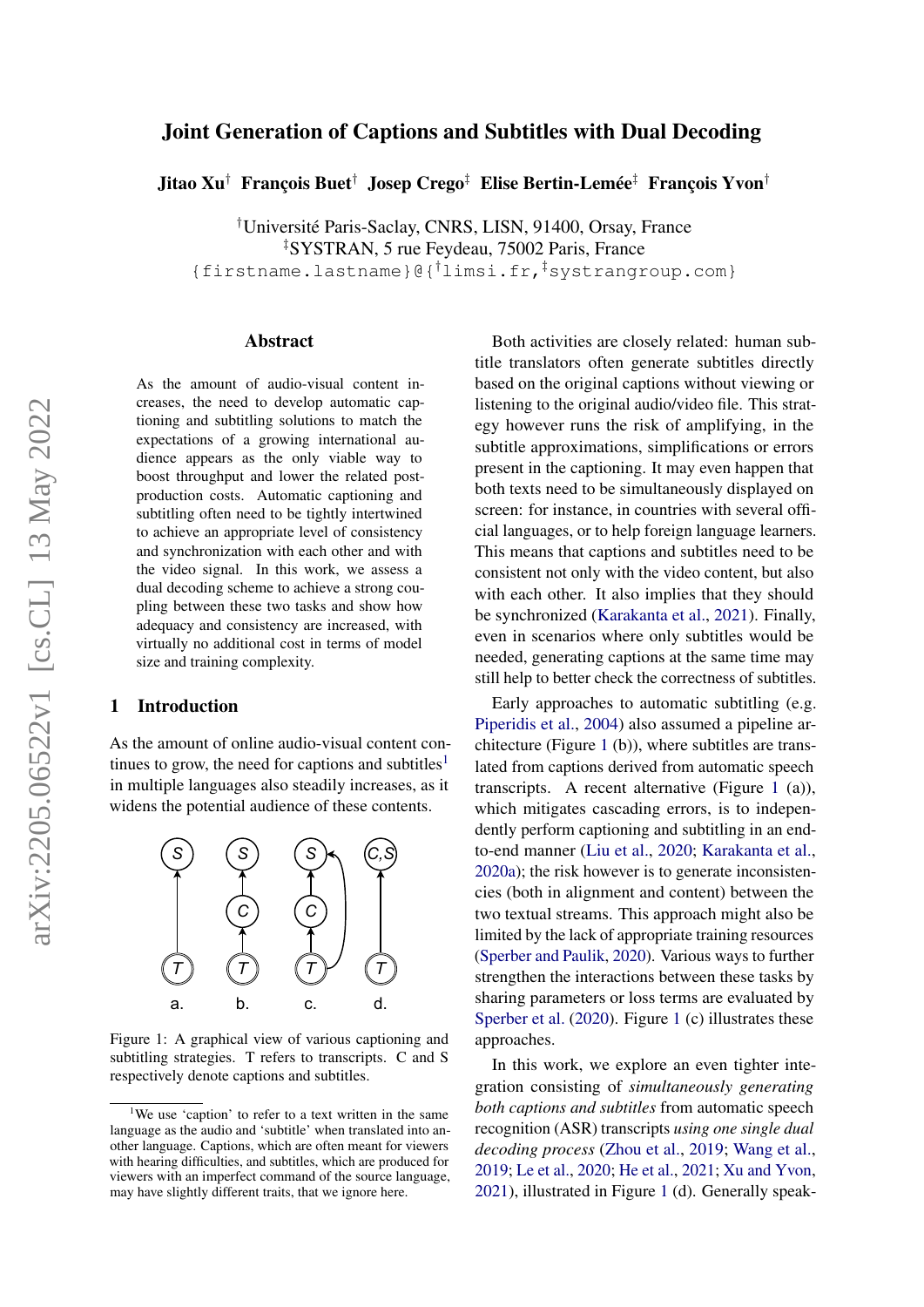# Joint Generation of Captions and Subtitles with Dual Decoding

**Jitao Xu**[†] **François Buet**[†] **Josep Crego**[‡] **Elise Bertin-Lemée**[‡] **François Yvon**[†]

[†]Université Paris-Saclay, CNRS, LISN, 91400, Orsay, France
[‡]SYSTRAN, 5 rue Feydeau, 75002 Paris, France
{firstname.lastname}@{[†]limsi.fr,[‡]systrangroup.com}

## Abstract

As the amount of audio-visual content increases, the need to develop automatic captioning and subtitling solutions to match the expectations of a growing international audience appears as the only viable way to boost throughput and lower the related post-production costs. Automatic captioning and subtitling often need to be tightly intertwined to achieve an appropriate level of consistency and synchronization with each other and with the video signal. In this work, we assess a dual decoding scheme to achieve a strong coupling between these two tasks and show how adequacy and consistency are increased, with virtually no additional cost in terms of model size and training complexity.

## 1 Introduction

As the amount of online audio-visual content continues to grow, the need for captions and subtitles[1] in multiple languages also steadily increases, as it widens the potential audience of these contents.

Figure 1: A graphical view of various captioning and subtitling strategies. T refers to transcripts. C and S respectively denote captions and subtitles.

Both activities are closely related: human subtitle translators often generate subtitles directly based on the original captions without viewing or listening to the original audio/video file. This strategy however runs the risk of amplifying, in the subtitle approximations, simplifications or errors present in the captioning. It may even happen that both texts need to be simultaneously displayed on screen: for instance, in countries with several official languages, or to help foreign language learners. This means that captions and subtitles need to be consistent not only with the video content, but also with each other. It also implies that they should be synchronized (Karakanta et al., 2021). Finally, even in scenarios where only subtitles would be needed, generating captions at the same time may still help to better check the correctness of subtitles.

Early approaches to automatic subtitling (e.g. Piperidis et al., 2004) also assumed a pipeline architecture (Figure 1 (b)), where subtitles are translated from captions derived from automatic speech transcripts. A recent alternative (Figure 1 (a)), which mitigates cascading errors, is to independently perform captioning and subtitling in an end-to-end manner (Liu et al., 2020; Karakanta et al., 2020a); the risk however is to generate inconsistencies (both in alignment and content) between the two textual streams. This approach might also be limited by the lack of appropriate training resources (Sperber and Paulik, 2020). Various ways to further strengthen the interactions between these tasks by sharing parameters or loss terms are evaluated by Sperber et al. (2020). Figure 1 (c) illustrates these approaches.

In this work, we explore an even tighter integration consisting of *simultaneously generating both captions and subtitles* from automatic speech recognition (ASR) transcripts *using one single dual decoding process* (Zhou et al., 2019; Wang et al., 2019; Le et al., 2020; He et al., 2021; Xu and Yvon, 2021), illustrated in Figure 1 (d). Generally speak-

[1] We use ‘caption’ to refer to a text written in the same language as the audio and ‘subtitle’ when translated into another language. Captions, which are often meant for viewers with hearing difficulties, and subtitles, which are produced for viewers with an imperfect command of the source language, may have slightly different traits, that we ignore here.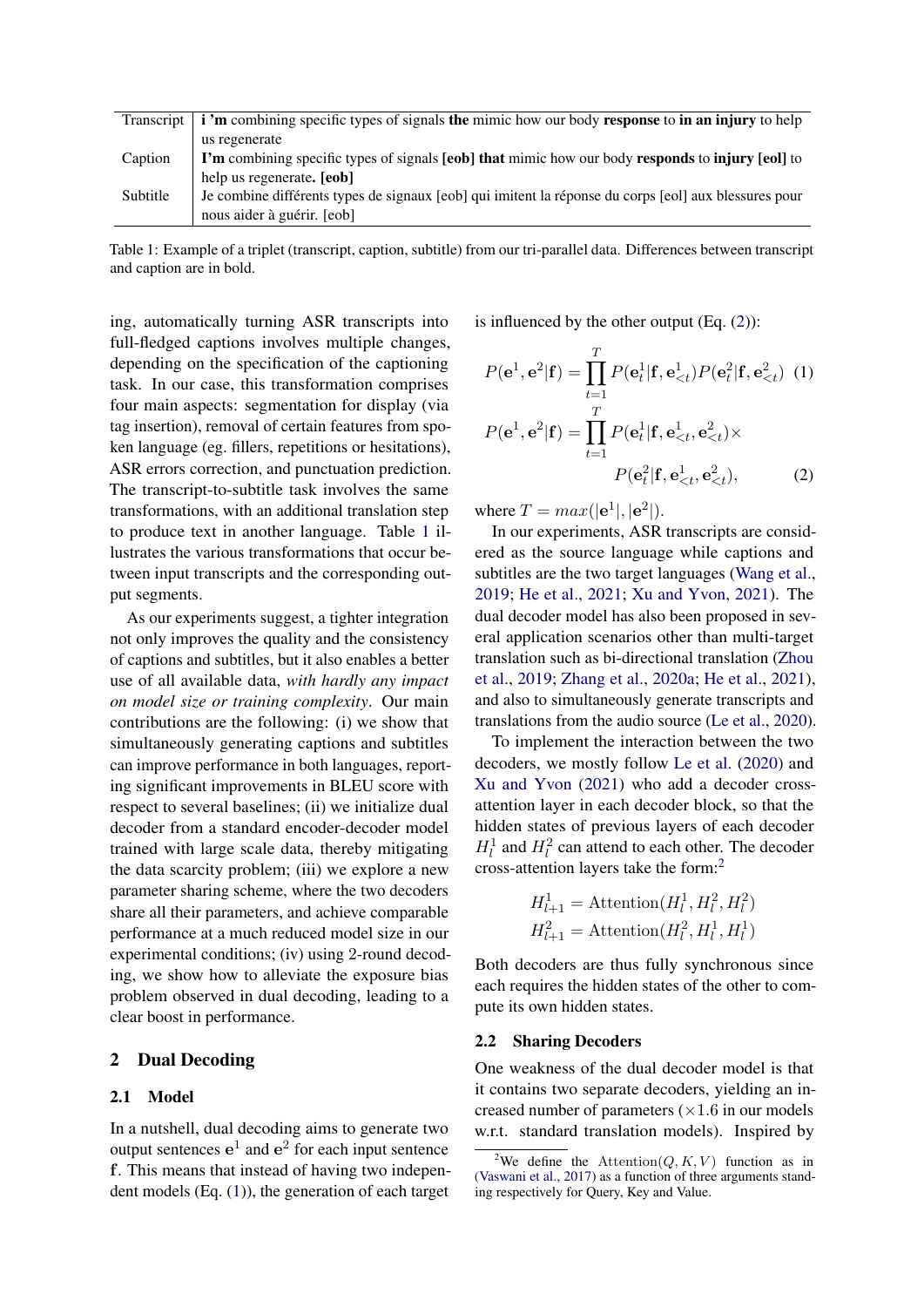| | |
|---|---|
| Transcript | **i 'm** combining specific types of signals **the** mimic how our body **response** to **in an injury** to help us regenerate |
| Caption | **I'm** combining specific types of signals **[eob] that** mimic how our body **responds** to **injury [eol]** to help us regenerate**. [eob]** |
| Subtitle | Je combine différents types de signaux [eob] qui imitent la réponse du corps [eol] aux blessures pour nous aider à guérir. [eob] |

Table 1: Example of a triplet (transcript, caption, subtitle) from our tri-parallel data. Differences between transcript and caption are in bold.

ing, automatically turning ASR transcripts into full-fledged captions involves multiple changes, depending on the specification of the captioning task. In our case, this transformation comprises four main aspects: segmentation for display (via tag insertion), removal of certain features from spoken language (eg. fillers, repetitions or hesitations), ASR errors correction, and punctuation prediction. The transcript-to-subtitle task involves the same transformations, with an additional translation step to produce text in another language. Table 1 illustrates the various transformations that occur between input transcripts and the corresponding output segments.

As our experiments suggest, a tighter integration not only improves the quality and the consistency of captions and subtitles, but it also enables a better use of all available data, *with hardly any impact on model size or training complexity*. Our main contributions are the following: (i) we show that simultaneously generating captions and subtitles can improve performance in both languages, reporting significant improvements in BLEU score with respect to several baselines; (ii) we initialize dual decoder from a standard encoder-decoder model trained with large scale data, thereby mitigating the data scarcity problem; (iii) we explore a new parameter sharing scheme, where the two decoders share all their parameters, and achieve comparable performance at a much reduced model size in our experimental conditions; (iv) using 2-round decoding, we show how to alleviate the exposure bias problem observed in dual decoding, leading to a clear boost in performance.

## 2 Dual Decoding

### 2.1 Model

In a nutshell, dual decoding aims to generate two output sentences $\mathbf{e}^1$ and $\mathbf{e}^2$ for each input sentence $\mathbf{f}$. This means that instead of having two independent models (Eq. (1)), the generation of each target is influenced by the other output (Eq. (2)):

$$P(\mathbf{e}^1, \mathbf{e}^2|\mathbf{f}) = \prod_{t=1}^{T} P(\mathbf{e}^1_t|\mathbf{f}, \mathbf{e}^1_{<t}) P(\mathbf{e}^2_t|\mathbf{f}, \mathbf{e}^2_{<t}) \quad (1)$$

$$P(\mathbf{e}^1, \mathbf{e}^2|\mathbf{f}) = \prod_{t=1}^{T} P(\mathbf{e}^1_t|\mathbf{f}, \mathbf{e}^1_{<t}, \mathbf{e}^2_{<t}) \times P(\mathbf{e}^2_t|\mathbf{f}, \mathbf{e}^1_{<t}, \mathbf{e}^2_{<t}), \quad (2)$$

where $T = max(|\mathbf{e}^1|, |\mathbf{e}^2|)$.

In our experiments, ASR transcripts are considered as the source language while captions and subtitles are the two target languages (Wang et al., 2019; He et al., 2021; Xu and Yvon, 2021). The dual decoder model has also been proposed in several application scenarios other than multi-target translation such as bi-directional translation (Zhou et al., 2019; Zhang et al., 2020a; He et al., 2021), and also to simultaneously generate transcripts and translations from the audio source (Le et al., 2020).

To implement the interaction between the two decoders, we mostly follow Le et al. (2020) and Xu and Yvon (2021) who add a decoder cross-attention layer in each decoder block, so that the hidden states of previous layers of each decoder $H^1_l$ and $H^2_l$ can attend to each other. The decoder cross-attention layers take the form:[2]

$$H^1_{l+1} = \text{Attention}(H^1_l, H^2_l, H^2_l)$$
$$H^2_{l+1} = \text{Attention}(H^2_l, H^1_l, H^1_l)$$

Both decoders are thus fully synchronous since each requires the hidden states of the other to compute its own hidden states.

### 2.2 Sharing Decoders

One weakness of the dual decoder model is that it contains two separate decoders, yielding an increased number of parameters (×1.6 in our models w.r.t. standard translation models). Inspired by

[2]We define the Attention$(Q, K, V)$ function as in (Vaswani et al., 2017) as a function of three arguments standing respectively for Query, Key and Value.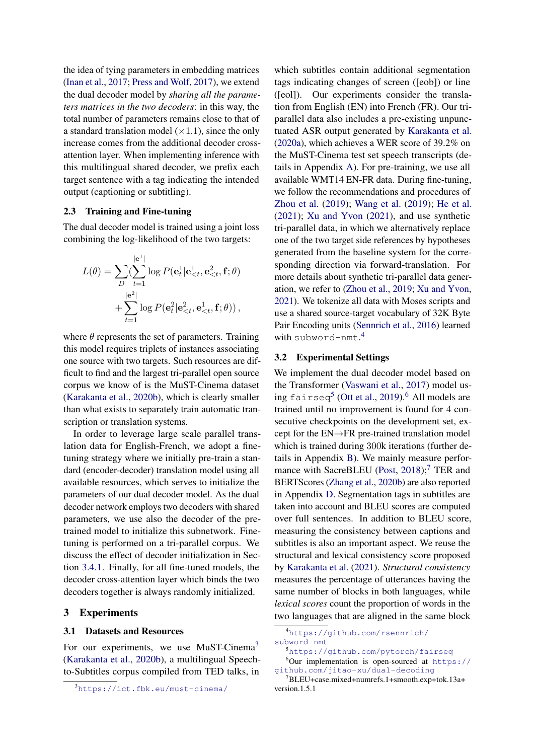the idea of tying parameters in embedding matrices (Inan et al., 2017; Press and Wolf, 2017), we extend the dual decoder model by *sharing all the parameters matrices in the two decoders*: in this way, the total number of parameters remains close to that of a standard translation model ($\times 1.1$), since the only increase comes from the additional decoder cross-attention layer. When implementing inference with this multilingual shared decoder, we prefix each target sentence with a tag indicating the intended output (captioning or subtitling).

### 2.3 Training and Fine-tuning

The dual decoder model is trained using a joint loss combining the log-likelihood of the two targets:

$$L(\theta) = \sum_{D}\Big(\sum_{t=1}^{|\mathbf{e}^1|} \log P(\mathbf{e}^1_t | \mathbf{e}^1_{<t}, \mathbf{e}^2_{<t}, \mathbf{f}; \theta) + \sum_{t=1}^{|\mathbf{e}^2|} \log P(\mathbf{e}^2_t | \mathbf{e}^2_{<t}, \mathbf{e}^1_{<t}, \mathbf{f}; \theta)\Big),$$

where $\theta$ represents the set of parameters. Training this model requires triplets of instances associating one source with two targets. Such resources are difficult to find and the largest tri-parallel open source corpus we know of is the MuST-Cinema dataset (Karakanta et al., 2020b), which is clearly smaller than what exists to separately train automatic transcription or translation systems.

In order to leverage large scale parallel translation data for English-French, we adopt a fine-tuning strategy where we initially pre-train a standard (encoder-decoder) translation model using all available resources, which serves to initialize the parameters of our dual decoder model. As the dual decoder network employs two decoders with shared parameters, we use also the decoder of the pre-trained model to initialize this subnetwork. Fine-tuning is performed on a tri-parallel corpus. We discuss the effect of decoder initialization in Section 3.4.1. Finally, for all fine-tuned models, the decoder cross-attention layer which binds the two decoders together is always randomly initialized.

## 3 Experiments

### 3.1 Datasets and Resources

For our experiments, we use MuST-Cinema[3] (Karakanta et al., 2020b), a multilingual Speech-to-Subtitles corpus compiled from TED talks, in which subtitles contain additional segmentation tags indicating changes of screen ([eob]) or line ([eol]). Our experiments consider the translation from English (EN) into French (FR). Our tri-parallel data also includes a pre-existing unpunctuated ASR output generated by Karakanta et al. (2020a), which achieves a WER score of 39.2% on the MuST-Cinema test set speech transcripts (details in Appendix A). For pre-training, we use all available WMT14 EN-FR data. During fine-tuning, we follow the recommendations and procedures of Zhou et al. (2019); Wang et al. (2019); He et al. (2021); Xu and Yvon (2021), and use synthetic tri-parallel data, in which we alternatively replace one of the two target side references by hypotheses generated from the baseline system for the corresponding direction via forward-translation. For more details about synthetic tri-parallel data generation, we refer to (Zhou et al., 2019; Xu and Yvon, 2021). We tokenize all data with Moses scripts and use a shared source-target vocabulary of 32K Byte Pair Encoding units (Sennrich et al., 2016) learned with `subword-nmt`.[4]

### 3.2 Experimental Settings

We implement the dual decoder model based on the Transformer (Vaswani et al., 2017) model using `fairseq`[5] (Ott et al., 2019).[6] All models are trained until no improvement is found for 4 consecutive checkpoints on the development set, except for the EN$\rightarrow$FR pre-trained translation model which is trained during 300k iterations (further details in Appendix B). We mainly measure performance with SacreBLEU (Post, 2018);[7] TER and BERTScores (Zhang et al., 2020b) are also reported in Appendix D. Segmentation tags in subtitles are taken into account and BLEU scores are computed over full sentences. In addition to BLEU score, measuring the consistency between captions and subtitles is also an important aspect. We reuse the structural and lexical consistency score proposed by Karakanta et al. (2021). *Structural consistency* measures the percentage of utterances having the same number of blocks in both languages, while *lexical scores* count the proportion of words in the two languages that are aligned in the same block

[3] https://ict.fbk.eu/must-cinema/

[4] https://github.com/rsennrich/subword-nmt

[5] https://github.com/pytorch/fairseq

[6] Our implementation is open-sourced at https://github.com/jitao-xu/dual-decoding

[7] BLEU+case.mixed+numrefs.1+smooth.exp+tok.13a+version.1.5.1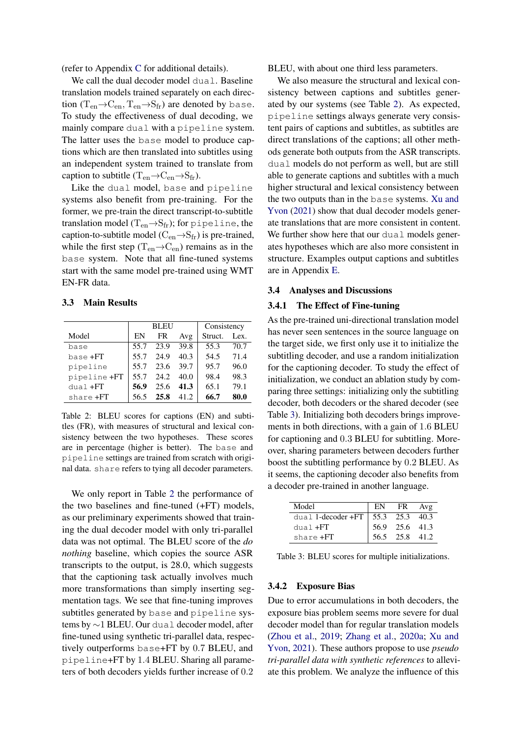(refer to Appendix C for additional details).

We call the dual decoder model `dual`. Baseline translation models trained separately on each direction ($T_{en} \rightarrow C_{en}$, $T_{en} \rightarrow S_{fr}$) are denoted by `base`. To study the effectiveness of dual decoding, we mainly compare `dual` with a `pipeline` system. The latter uses the `base` model to produce captions which are then translated into subtitles using an independent system trained to translate from caption to subtitle ($T_{en} \rightarrow C_{en} \rightarrow S_{fr}$).

Like the `dual` model, `base` and `pipeline` systems also benefit from pre-training. For the former, we pre-train the direct transcript-to-subtitle translation model ($T_{en} \rightarrow S_{fr}$); for `pipeline`, the caption-to-subtitle model ($C_{en} \rightarrow S_{fr}$) is pre-trained, while the first step ($T_{en} \rightarrow C_{en}$) remains as in the `base` system. Note that all fine-tuned systems start with the same model pre-trained using WMT EN-FR data.

### 3.3 Main Results

| Model | BLEU | | | Consistency | |
|---|---|---|---|---|---|
| | EN | FR | Avg | Struct. | Lex. |
| `base` | 55.7 | 23.9 | 39.8 | 55.3 | 70.7 |
| `base` +FT | 55.7 | 24.9 | 40.3 | 54.5 | 71.4 |
| `pipeline` | 55.7 | 23.6 | 39.7 | 95.7 | 96.0 |
| `pipeline` +FT | 55.7 | 24.2 | 40.0 | 98.4 | 98.3 |
| `dual` +FT | **56.9** | 25.6 | **41.3** | 65.1 | 79.1 |
| `share` +FT | 56.5 | **25.8** | 41.2 | **66.7** | **80.0** |

Table 2: BLEU scores for captions (EN) and subtitles (FR), with measures of structural and lexical consistency between the two hypotheses. These scores are in percentage (higher is better). The `base` and `pipeline` settings are trained from scratch with original data. `share` refers to tying all decoder parameters.

We only report in Table 2 the performance of the two baselines and fine-tuned (+FT) models, as our preliminary experiments showed that training the dual decoder model with only tri-parallel data was not optimal. The BLEU score of the *do nothing* baseline, which copies the source ASR transcripts to the output, is 28.0, which suggests that the captioning task actually involves much more transformations than simply inserting segmentation tags. We see that fine-tuning improves subtitles generated by `base` and `pipeline` systems by ∼1 BLEU. Our `dual` decoder model, after fine-tuned using synthetic tri-parallel data, respectively outperforms `base`+FT by 0.7 BLEU, and `pipeline`+FT by 1.4 BLEU. Sharing all parameters of both decoders yields further increase of 0.2 BLEU, with about one third less parameters.

We also measure the structural and lexical consistency between captions and subtitles generated by our systems (see Table 2). As expected, `pipeline` settings always generate very consistent pairs of captions and subtitles, as subtitles are direct translations of the captions; all other methods generate both outputs from the ASR transcripts. `dual` models do not perform as well, but are still able to generate captions and subtitles with a much higher structural and lexical consistency between the two outputs than in the `base` systems. Xu and Yvon (2021) show that dual decoder models generate translations that are more consistent in content. We further show here that our `dual` models generates hypotheses which are also more consistent in structure. Examples output captions and subtitles are in Appendix E.

### 3.4 Analyses and Discussions

#### 3.4.1 The Effect of Fine-tuning

As the pre-trained uni-directional translation model has never seen sentences in the source language on the target side, we first only use it to initialize the subtitling decoder, and use a random initialization for the captioning decoder. To study the effect of initialization, we conduct an ablation study by comparing three settings: initializing only the subtitling decoder, both decoders or the shared decoder (see Table 3). Initializing both decoders brings improvements in both directions, with a gain of 1.6 BLEU for captioning and 0.3 BLEU for subtitling. Moreover, sharing parameters between decoders further boost the subtitling performance by 0.2 BLEU. As it seems, the captioning decoder also benefits from a decoder pre-trained in another language.

| Model | EN | FR | Avg |
|---|---|---|---|
| `dual` 1-decoder +FT | 55.3 | 25.3 | 40.3 |
| `dual` +FT | 56.9 | 25.6 | 41.3 |
| `share` +FT | 56.5 | 25.8 | 41.2 |

Table 3: BLEU scores for multiple initializations.

#### 3.4.2 Exposure Bias

Due to error accumulations in both decoders, the exposure bias problem seems more severe for dual decoder model than for regular translation models (Zhou et al., 2019; Zhang et al., 2020a; Xu and Yvon, 2021). These authors propose to use *pseudo tri-parallel data with synthetic references* to alleviate this problem. We analyze the influence of this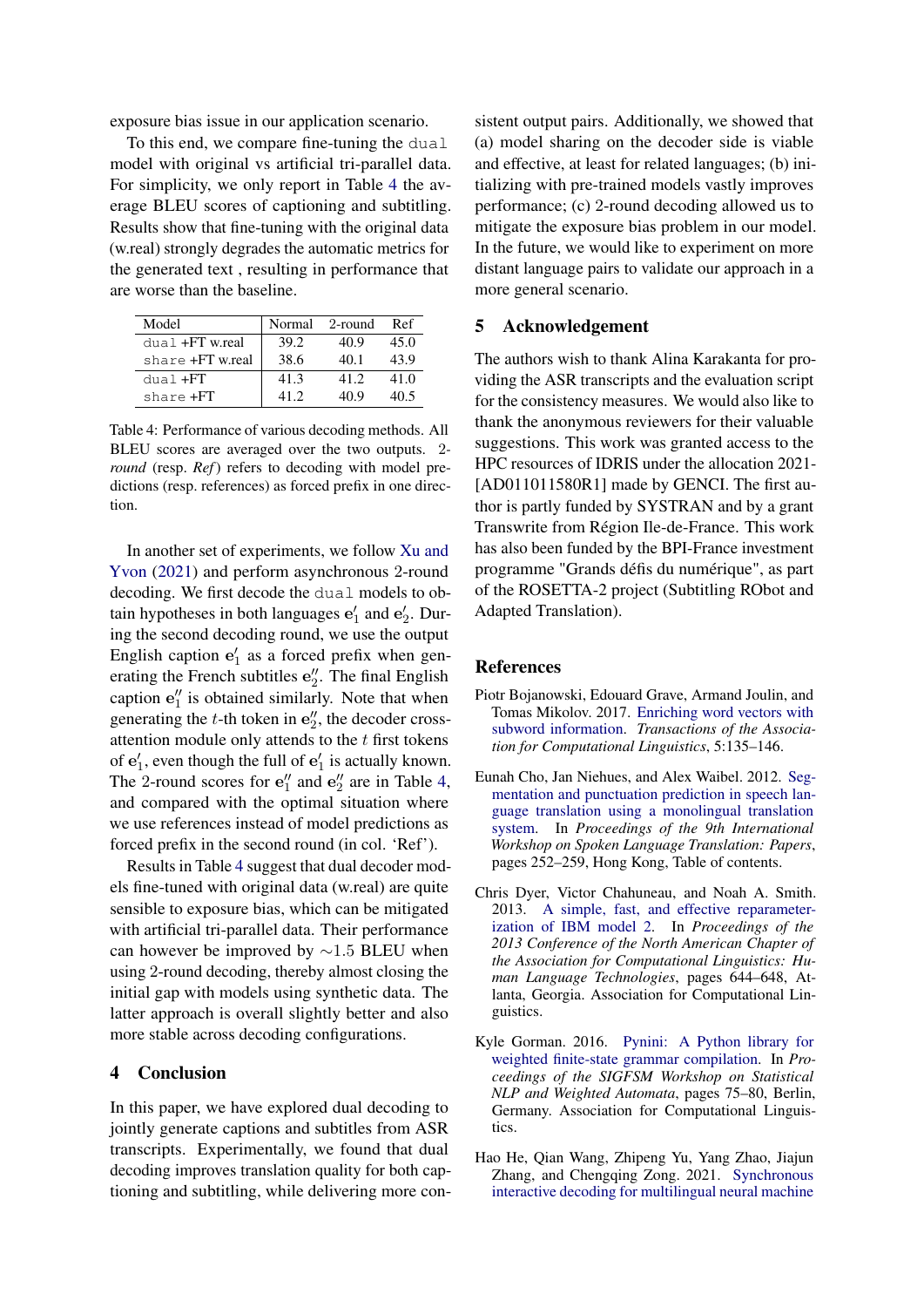exposure bias issue in our application scenario.

To this end, we compare fine-tuning the `dual` model with original vs artificial tri-parallel data. For simplicity, we only report in Table 4 the average BLEU scores of captioning and subtitling. Results show that fine-tuning with the original data (w.real) strongly degrades the automatic metrics for the generated text , resulting in performance that are worse than the baseline.

| Model | Normal | 2-round | Ref |
|---|---|---|---|
| `dual` +FT w.real | 39.2 | 40.9 | 45.0 |
| `share` +FT w.real | 38.6 | 40.1 | 43.9 |
| `dual` +FT | 41.3 | 41.2 | 41.0 |
| `share` +FT | 41.2 | 40.9 | 40.5 |

Table 4: Performance of various decoding methods. All BLEU scores are averaged over the two outputs. *2-round* (resp. *Ref*) refers to decoding with model predictions (resp. references) as forced prefix in one direction.

In another set of experiments, we follow Xu and Yvon (2021) and perform asynchronous 2-round decoding. We first decode the `dual` models to obtain hypotheses in both languages $\mathbf{e}_1'$ and $\mathbf{e}_2'$. During the second decoding round, we use the output English caption $\mathbf{e}_1'$ as a forced prefix when generating the French subtitles $\mathbf{e}_2''$. The final English caption $\mathbf{e}_1''$ is obtained similarly. Note that when generating the $t$-th token in $\mathbf{e}_2''$, the decoder cross-attention module only attends to the $t$ first tokens of $\mathbf{e}_1'$, even though the full of $\mathbf{e}_1'$ is actually known. The 2-round scores for $\mathbf{e}_1''$ and $\mathbf{e}_2''$ are in Table 4, and compared with the optimal situation where we use references instead of model predictions as forced prefix in the second round (in col. 'Ref').

Results in Table 4 suggest that dual decoder models fine-tuned with original data (w.real) are quite sensible to exposure bias, which can be mitigated with artificial tri-parallel data. Their performance can however be improved by $\sim$1.5 BLEU when using 2-round decoding, thereby almost closing the initial gap with models using synthetic data. The latter approach is overall slightly better and also more stable across decoding configurations.

## 4 Conclusion

In this paper, we have explored dual decoding to jointly generate captions and subtitles from ASR transcripts. Experimentally, we found that dual decoding improves translation quality for both captioning and subtitling, while delivering more consistent output pairs. Additionally, we showed that (a) model sharing on the decoder side is viable and effective, at least for related languages; (b) initializing with pre-trained models vastly improves performance; (c) 2-round decoding allowed us to mitigate the exposure bias problem in our model. In the future, we would like to experiment on more distant language pairs to validate our approach in a more general scenario.

## 5 Acknowledgement

The authors wish to thank Alina Karakanta for providing the ASR transcripts and the evaluation script for the consistency measures. We would also like to thank the anonymous reviewers for their valuable suggestions. This work was granted access to the HPC resources of IDRIS under the allocation 2021-[AD011011580R1] made by GENCI. The first author is partly funded by SYSTRAN and by a grant Transwrite from Région Ile-de-France. This work has also been funded by the BPI-France investment programme "Grands défis du numérique", as part of the ROSETTA-2 project (Subtitling RObot and Adapted Translation).

## References

Piotr Bojanowski, Edouard Grave, Armand Joulin, and Tomas Mikolov. 2017. Enriching word vectors with subword information. *Transactions of the Association for Computational Linguistics*, 5:135–146.

Eunah Cho, Jan Niehues, and Alex Waibel. 2012. Segmentation and punctuation prediction in speech language translation using a monolingual translation system. In *Proceedings of the 9th International Workshop on Spoken Language Translation: Papers*, pages 252–259, Hong Kong, Table of contents.

Chris Dyer, Victor Chahuneau, and Noah A. Smith. 2013. A simple, fast, and effective reparameterization of IBM model 2. In *Proceedings of the 2013 Conference of the North American Chapter of the Association for Computational Linguistics: Human Language Technologies*, pages 644–648, Atlanta, Georgia. Association for Computational Linguistics.

Kyle Gorman. 2016. Pynini: A Python library for weighted finite-state grammar compilation. In *Proceedings of the SIGFSM Workshop on Statistical NLP and Weighted Automata*, pages 75–80, Berlin, Germany. Association for Computational Linguistics.

Hao He, Qian Wang, Zhipeng Yu, Yang Zhao, Jiajun Zhang, and Chengqing Zong. 2021. Synchronous interactive decoding for multilingual neural machine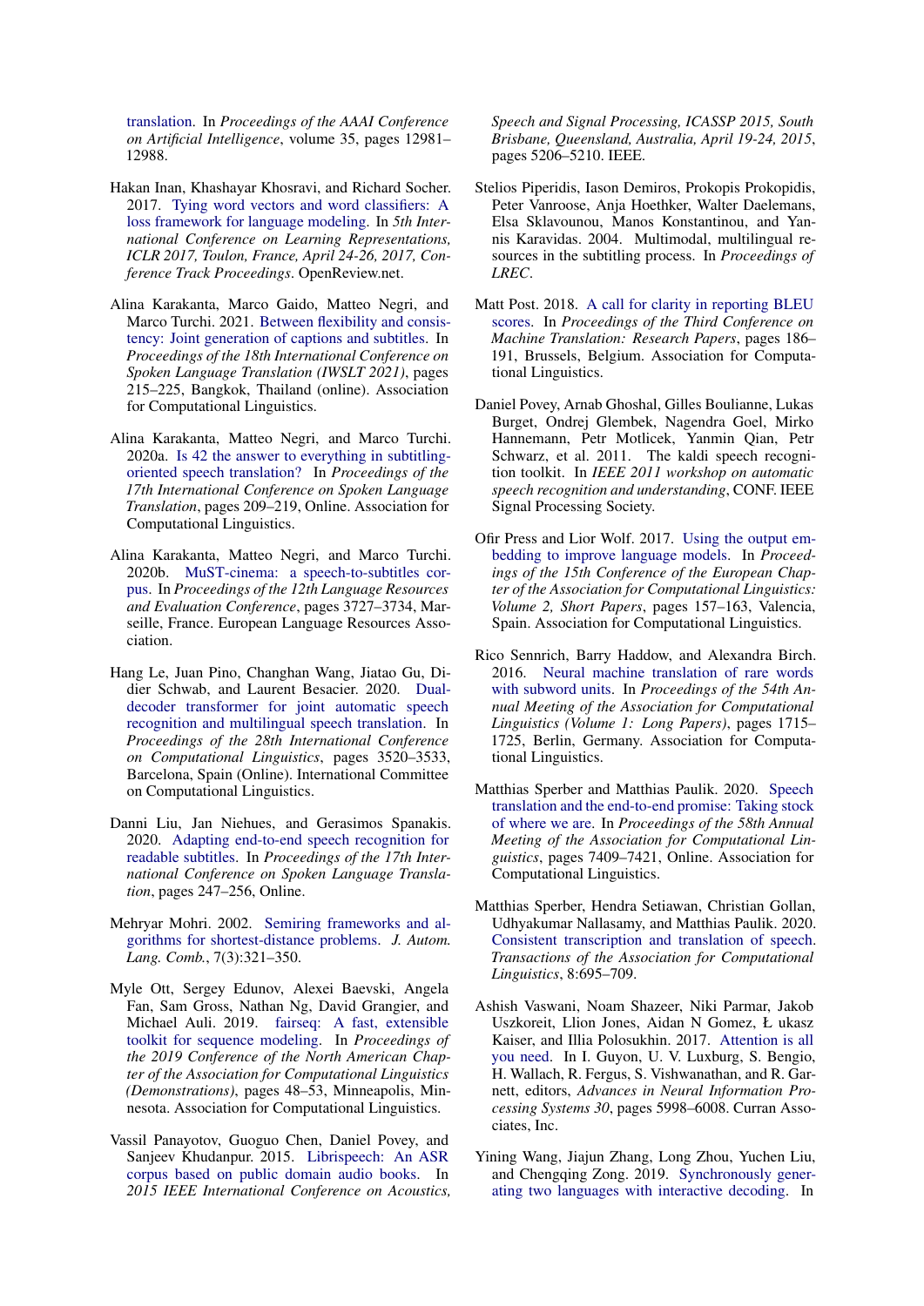translation. In *Proceedings of the AAAI Conference on Artificial Intelligence*, volume 35, pages 12981–12988.

Hakan Inan, Khashayar Khosravi, and Richard Socher. 2017. Tying word vectors and word classifiers: A loss framework for language modeling. In *5th International Conference on Learning Representations, ICLR 2017, Toulon, France, April 24-26, 2017, Conference Track Proceedings*. OpenReview.net.

Alina Karakanta, Marco Gaido, Matteo Negri, and Marco Turchi. 2021. Between flexibility and consistency: Joint generation of captions and subtitles. In *Proceedings of the 18th International Conference on Spoken Language Translation (IWSLT 2021)*, pages 215–225, Bangkok, Thailand (online). Association for Computational Linguistics.

Alina Karakanta, Matteo Negri, and Marco Turchi. 2020a. Is 42 the answer to everything in subtitling-oriented speech translation? In *Proceedings of the 17th International Conference on Spoken Language Translation*, pages 209–219, Online. Association for Computational Linguistics.

Alina Karakanta, Matteo Negri, and Marco Turchi. 2020b. MuST-cinema: a speech-to-subtitles corpus. In *Proceedings of the 12th Language Resources and Evaluation Conference*, pages 3727–3734, Marseille, France. European Language Resources Association.

Hang Le, Juan Pino, Changhan Wang, Jiatao Gu, Didier Schwab, and Laurent Besacier. 2020. Dual-decoder transformer for joint automatic speech recognition and multilingual speech translation. In *Proceedings of the 28th International Conference on Computational Linguistics*, pages 3520–3533, Barcelona, Spain (Online). International Committee on Computational Linguistics.

Danni Liu, Jan Niehues, and Gerasimos Spanakis. 2020. Adapting end-to-end speech recognition for readable subtitles. In *Proceedings of the 17th International Conference on Spoken Language Translation*, pages 247–256, Online.

Mehryar Mohri. 2002. Semiring frameworks and algorithms for shortest-distance problems. *J. Autom. Lang. Comb.*, 7(3):321–350.

Myle Ott, Sergey Edunov, Alexei Baevski, Angela Fan, Sam Gross, Nathan Ng, David Grangier, and Michael Auli. 2019. fairseq: A fast, extensible toolkit for sequence modeling. In *Proceedings of the 2019 Conference of the North American Chapter of the Association for Computational Linguistics (Demonstrations)*, pages 48–53, Minneapolis, Minnesota. Association for Computational Linguistics.

Vassil Panayotov, Guoguo Chen, Daniel Povey, and Sanjeev Khudanpur. 2015. Librispeech: An ASR corpus based on public domain audio books. In *2015 IEEE International Conference on Acoustics, Speech and Signal Processing, ICASSP 2015, South Brisbane, Queensland, Australia, April 19-24, 2015*, pages 5206–5210. IEEE.

Stelios Piperidis, Iason Demiros, Prokopis Prokopidis, Peter Vanroose, Anja Hoethker, Walter Daelemans, Elsa Sklavounou, Manos Konstantinou, and Yannis Karavidas. 2004. Multimodal, multilingual resources in the subtitling process. In *Proceedings of LREC*.

Matt Post. 2018. A call for clarity in reporting BLEU scores. In *Proceedings of the Third Conference on Machine Translation: Research Papers*, pages 186–191, Brussels, Belgium. Association for Computational Linguistics.

Daniel Povey, Arnab Ghoshal, Gilles Boulianne, Lukas Burget, Ondrej Glembek, Nagendra Goel, Mirko Hannemann, Petr Motlicek, Yanmin Qian, Petr Schwarz, et al. 2011. The kaldi speech recognition toolkit. In *IEEE 2011 workshop on automatic speech recognition and understanding*, CONF. IEEE Signal Processing Society.

Ofir Press and Lior Wolf. 2017. Using the output embedding to improve language models. In *Proceedings of the 15th Conference of the European Chapter of the Association for Computational Linguistics: Volume 2, Short Papers*, pages 157–163, Valencia, Spain. Association for Computational Linguistics.

Rico Sennrich, Barry Haddow, and Alexandra Birch. 2016. Neural machine translation of rare words with subword units. In *Proceedings of the 54th Annual Meeting of the Association for Computational Linguistics (Volume 1: Long Papers)*, pages 1715–1725, Berlin, Germany. Association for Computational Linguistics.

Matthias Sperber and Matthias Paulik. 2020. Speech translation and the end-to-end promise: Taking stock of where we are. In *Proceedings of the 58th Annual Meeting of the Association for Computational Linguistics*, pages 7409–7421, Online. Association for Computational Linguistics.

Matthias Sperber, Hendra Setiawan, Christian Gollan, Udhyakumar Nallasamy, and Matthias Paulik. 2020. Consistent transcription and translation of speech. *Transactions of the Association for Computational Linguistics*, 8:695–709.

Ashish Vaswani, Noam Shazeer, Niki Parmar, Jakob Uszkoreit, Llion Jones, Aidan N Gomez, Ł ukasz Kaiser, and Illia Polosukhin. 2017. Attention is all you need. In I. Guyon, U. V. Luxburg, S. Bengio, H. Wallach, R. Fergus, S. Vishwanathan, and R. Garnett, editors, *Advances in Neural Information Processing Systems 30*, pages 5998–6008. Curran Associates, Inc.

Yining Wang, Jiajun Zhang, Long Zhou, Yuchen Liu, and Chengqing Zong. 2019. Synchronously generating two languages with interactive decoding. In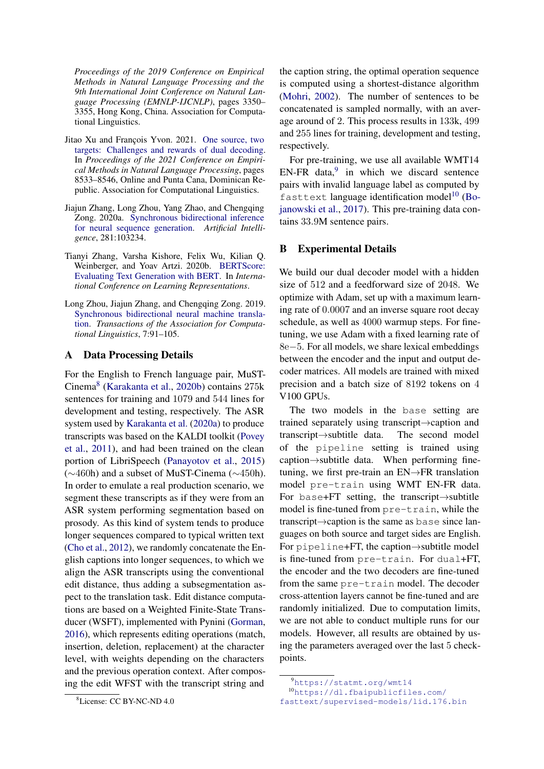*Proceedings of the 2019 Conference on Empirical Methods in Natural Language Processing and the 9th International Joint Conference on Natural Language Processing (EMNLP-IJCNLP)*, pages 3350–3355, Hong Kong, China. Association for Computational Linguistics.

Jitao Xu and François Yvon. 2021. One source, two targets: Challenges and rewards of dual decoding. In *Proceedings of the 2021 Conference on Empirical Methods in Natural Language Processing*, pages 8533–8546, Online and Punta Cana, Dominican Republic. Association for Computational Linguistics.

Jiajun Zhang, Long Zhou, Yang Zhao, and Chengqing Zong. 2020a. Synchronous bidirectional inference for neural sequence generation. *Artificial Intelligence*, 281:103234.

Tianyi Zhang, Varsha Kishore, Felix Wu, Kilian Q. Weinberger, and Yoav Artzi. 2020b. BERTScore: Evaluating Text Generation with BERT. In *International Conference on Learning Representations*.

Long Zhou, Jiajun Zhang, and Chengqing Zong. 2019. Synchronous bidirectional neural machine translation. *Transactions of the Association for Computational Linguistics*, 7:91–105.

## A Data Processing Details

For the English to French language pair, MuST-Cinema[8] (Karakanta et al., 2020b) contains 275k sentences for training and 1079 and 544 lines for development and testing, respectively. The ASR system used by Karakanta et al. (2020a) to produce transcripts was based on the KALDI toolkit (Povey et al., 2011), and had been trained on the clean portion of LibriSpeech (Panayotov et al., 2015) (∼460h) and a subset of MuST-Cinema (∼450h). In order to emulate a real production scenario, we segment these transcripts as if they were from an ASR system performing segmentation based on prosody. As this kind of system tends to produce longer sequences compared to typical written text (Cho et al., 2012), we randomly concatenate the English captions into longer sequences, to which we align the ASR transcripts using the conventional edit distance, thus adding a subsegmentation aspect to the translation task. Edit distance computations are based on a Weighted Finite-State Transducer (WSFT), implemented with Pynini (Gorman, 2016), which represents editing operations (match, insertion, deletion, replacement) at the character level, with weights depending on the characters and the previous operation context. After composing the edit WFST with the transcript string and the caption string, the optimal operation sequence is computed using a shortest-distance algorithm (Mohri, 2002). The number of sentences to be concatenated is sampled normally, with an average around of 2. This process results in 133k, 499 and 255 lines for training, development and testing, respectively.

For pre-training, we use all available WMT14 EN-FR data,[9] in which we discard sentence pairs with invalid language label as computed by `fasttext` language identification model[10] (Bojanowski et al., 2017). This pre-training data contains 33.9M sentence pairs.

## B Experimental Details

We build our dual decoder model with a hidden size of 512 and a feedforward size of 2048. We optimize with Adam, set up with a maximum learning rate of 0.0007 and an inverse square root decay schedule, as well as 4000 warmup steps. For fine-tuning, we use Adam with a fixed learning rate of 8e−5. For all models, we share lexical embeddings between the encoder and the input and output decoder matrices. All models are trained with mixed precision and a batch size of 8192 tokens on 4 V100 GPUs.

The two models in the `base` setting are trained separately using transcript→caption and transcript→subtitle data. The second model of the `pipeline` setting is trained using caption→subtitle data. When performing fine-tuning, we first pre-train an EN→FR translation model `pre-train` using WMT EN-FR data. For `base`+FT setting, the transcript→subtitle model is fine-tuned from `pre-train`, while the transcript→caption is the same as `base` since languages on both source and target sides are English. For `pipeline`+FT, the caption→subtitle model is fine-tuned from `pre-train`. For `dual`+FT, the encoder and the two decoders are fine-tuned from the same `pre-train` model. The decoder cross-attention layers cannot be fine-tuned and are randomly initialized. Due to computation limits, we are not able to conduct multiple runs for our models. However, all results are obtained by using the parameters averaged over the last 5 checkpoints.

[8] License: CC BY-NC-ND 4.0

[9] https://statmt.org/wmt14

[10] https://dl.fbaipublicfiles.com/fasttext/supervised-models/lid.176.bin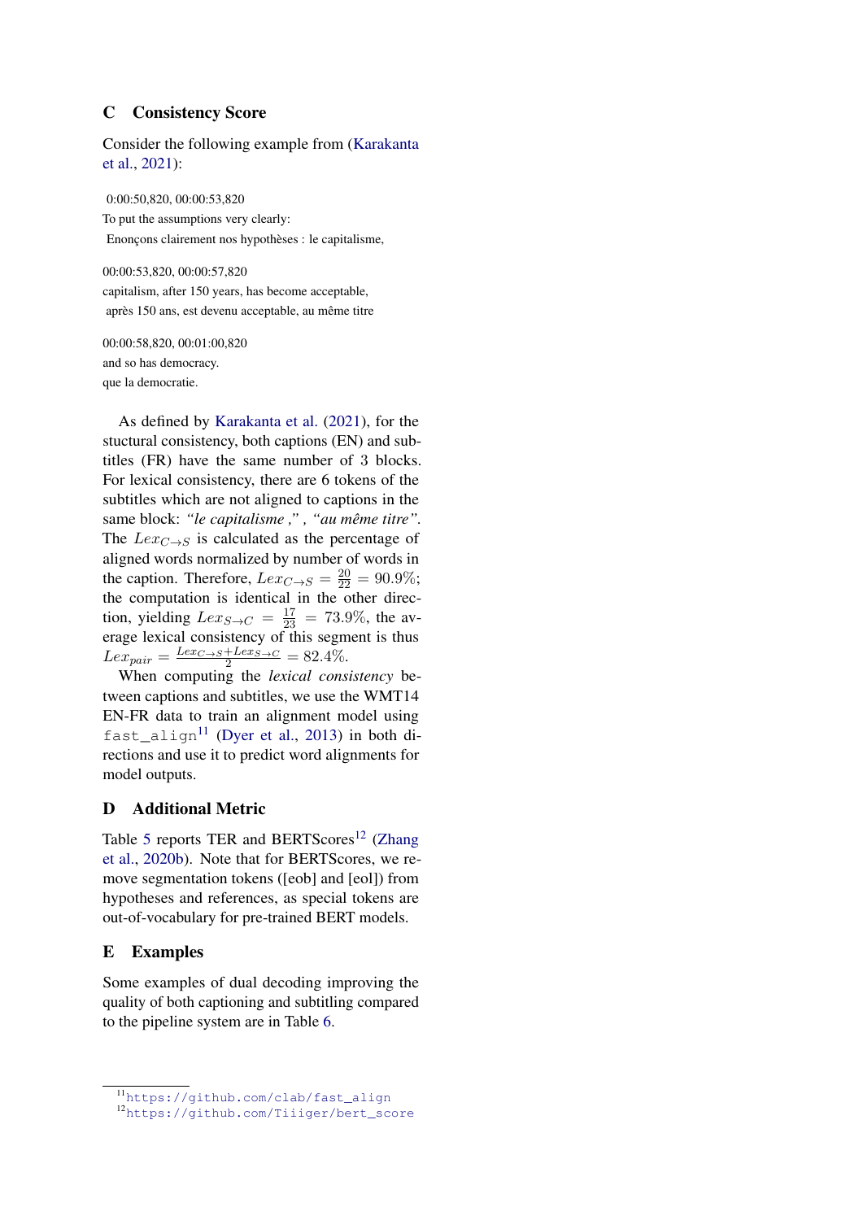## C Consistency Score

Consider the following example from (Karakanta et al., 2021):

0:00:50,820, 00:00:53,820
To put the assumptions very clearly:
Enonçons clairement nos hypothèses : le capitalisme,

00:00:53,820, 00:00:57,820
capitalism, after 150 years, has become acceptable,
après 150 ans, est devenu acceptable, au même titre

00:00:58,820, 00:01:00,820
and so has democracy.
que la democratie.

As defined by Karakanta et al. (2021), for the stuctural consistency, both captions (EN) and subtitles (FR) have the same number of 3 blocks. For lexical consistency, there are 6 tokens of the subtitles which are not aligned to captions in the same block: *"le capitalisme ," , "au même titre"*. The $Lex_{C\rightarrow S}$ is calculated as the percentage of aligned words normalized by number of words in the caption. Therefore, $Lex_{C\rightarrow S} = \frac{20}{22} = 90.9\%$; the computation is identical in the other direction, yielding $Lex_{S\rightarrow C} = \frac{17}{23} = 73.9\%$, the average lexical consistency of this segment is thus $Lex_{pair} = \frac{Lex_{C\rightarrow S} + Lex_{S\rightarrow C}}{2} = 82.4\%$.

When computing the *lexical consistency* between captions and subtitles, we use the WMT14 EN-FR data to train an alignment model using `fast_align`[11] (Dyer et al., 2013) in both directions and use it to predict word alignments for model outputs.

## D Additional Metric

Table 5 reports TER and BERTScores[12] (Zhang et al., 2020b). Note that for BERTScores, we remove segmentation tokens ([eob] and [eol]) from hypotheses and references, as special tokens are out-of-vocabulary for pre-trained BERT models.

## E Examples

Some examples of dual decoding improving the quality of both captioning and subtitling compared to the pipeline system are in Table 6.

---

[11] https://github.com/clab/fast_align
[12] https://github.com/Tiiiger/bert_score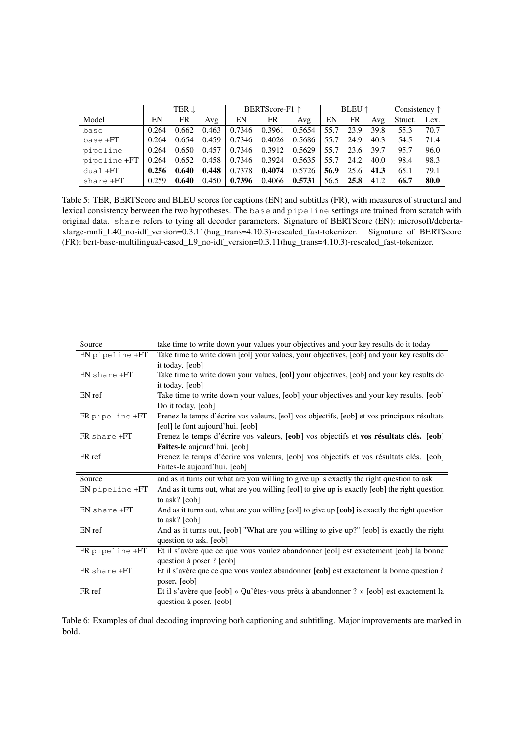| | TER ↓ | | | BERTScore-F1 ↑ | | | BLEU ↑ | | | Consistency ↑ | |
|---|---|---|---|---|---|---|---|---|---|---|---|
| Model | EN | FR | Avg | EN | FR | Avg | EN | FR | Avg | Struct. | Lex. |
| base | 0.264 | 0.662 | 0.463 | 0.7346 | 0.3961 | 0.5654 | 55.7 | 23.9 | 39.8 | 55.3 | 70.7 |
| base +FT | 0.264 | 0.654 | 0.459 | 0.7346 | 0.4026 | 0.5686 | 55.7 | 24.9 | 40.3 | 54.5 | 71.4 |
| pipeline | 0.264 | 0.650 | 0.457 | 0.7346 | 0.3912 | 0.5629 | 55.7 | 23.6 | 39.7 | 95.7 | 96.0 |
| pipeline +FT | 0.264 | 0.652 | 0.458 | 0.7346 | 0.3924 | 0.5635 | 55.7 | 24.2 | 40.0 | 98.4 | 98.3 |
| dual +FT | **0.256** | **0.640** | **0.448** | 0.7378 | **0.4074** | 0.5726 | **56.9** | 25.6 | **41.3** | 65.1 | 79.1 |
| share +FT | 0.259 | **0.640** | 0.450 | **0.7396** | 0.4066 | **0.5731** | 56.5 | **25.8** | 41.2 | **66.7** | **80.0** |

Table 5: TER, BERTScore and BLEU scores for captions (EN) and subtitles (FR), with measures of structural and lexical consistency between the two hypotheses. The base and pipeline settings are trained from scratch with original data. share refers to tying all decoder parameters. Signature of BERTScore (EN): microsoft/deberta-xlarge-mnli_L40_no-idf_version=0.3.11(hug_trans=4.10.3)-rescaled_fast-tokenizer. Signature of BERTScore (FR): bert-base-multilingual-cased_L9_no-idf_version=0.3.11(hug_trans=4.10.3)-rescaled_fast-tokenizer.

| | |
|---|---|
| Source | take time to write down your values your objectives and your key results do it today |
| EN pipeline +FT | Take time to write down [eol] your values, your objectives, [eob] and your key results do it today. [eob] |
| EN share +FT | Take time to write down your values, **[eol]** your objectives, [eob] and your key results do it today. [eob] |
| EN ref | Take time to write down your values, [eob] your objectives and your key results. [eob] Do it today. [eob] |
| FR pipeline +FT | Prenez le temps d'écrire vos valeurs, [eol] vos objectifs, [eob] et vos principaux résultats [eol] le font aujourd'hui. [eob] |
| FR share +FT | Prenez le temps d'écrire vos valeurs, **[eob]** vos objectifs et **vos résultats clés. [eob] Faites-le** aujourd'hui. [eob] |
| FR ref | Prenez le temps d'écrire vos valeurs, [eob] vos objectifs et vos résultats clés. [eob] Faites-le aujourd'hui. [eob] |
| Source | and as it turns out what are you willing to give up is exactly the right question to ask |
| EN pipeline +FT | And as it turns out, what are you willing [eol] to give up is exactly [eob] the right question to ask? [eob] |
| EN share +FT | And as it turns out, what are you willing [eol] to give up **[eob]** is exactly the right question to ask? [eob] |
| EN ref | And as it turns out, [eob] "What are you willing to give up?" [eob] is exactly the right question to ask. [eob] |
| FR pipeline +FT | Et il s'avère que ce que vous voulez abandonner [eol] est exactement [eob] la bonne question à poser ? [eob] |
| FR share +FT | Et il s'avère que ce que vous voulez abandonner **[eob]** est exactement la bonne question à poser**.** [eob] |
| FR ref | Et il s'avère que [eob] « Qu'êtes-vous prêts à abandonner ? » [eob] est exactement la question à poser. [eob] |

Table 6: Examples of dual decoding improving both captioning and subtitling. Major improvements are marked in bold.